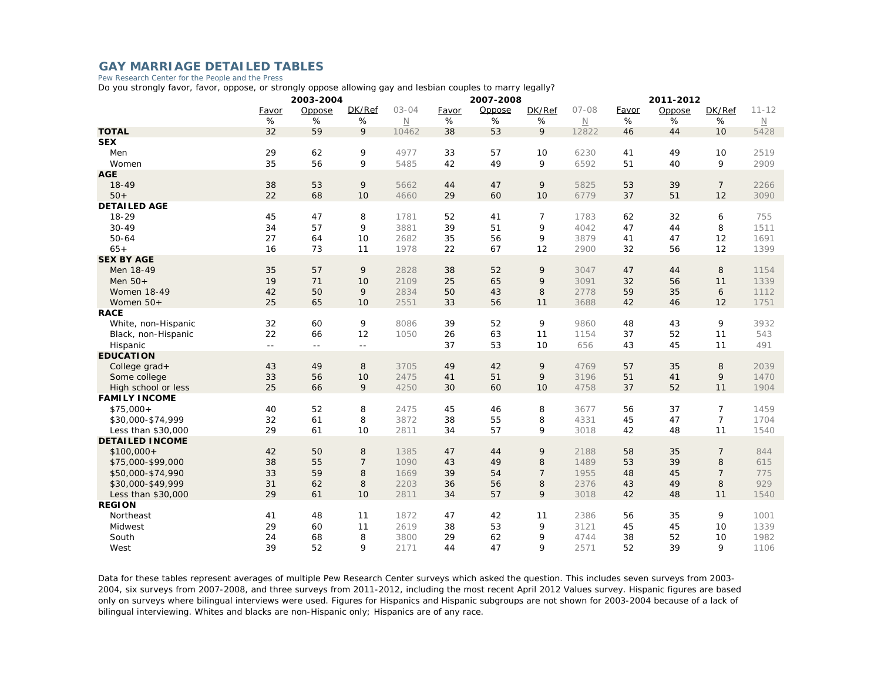## GAY MARRIAGE DETAILED TABLES

Pew Research Center for the People and the Press

Do you strongly favor, favor, oppose, or strongly oppose allowing gay and lesbian couples to marry legally?

| | 2003-2004 | | | | 2007-2008 | | | | 2011-2012 | | | |
|---|---|---|---|---|---|---|---|---|---|---|---|---|
| | Favor | Oppose | DK/Ref | 03-04 | Favor | Oppose | DK/Ref | 07-08 | Favor | Oppose | DK/Ref | 11-12 |
| | % | % | % | N | % | % | % | N | % | % | % | N |
| **TOTAL** | 32 | 59 | 9 | 10462 | 38 | 53 | 9 | 12822 | 46 | 44 | 10 | 5428 |
| **SEX** | | | | | | | | | | | | |
| Men | 29 | 62 | 9 | 4977 | 33 | 57 | 10 | 6230 | 41 | 49 | 10 | 2519 |
| Women | 35 | 56 | 9 | 5485 | 42 | 49 | 9 | 6592 | 51 | 40 | 9 | 2909 |
| **AGE** | | | | | | | | | | | | |
| 18-49 | 38 | 53 | 9 | 5662 | 44 | 47 | 9 | 5825 | 53 | 39 | 7 | 2266 |
| 50+ | 22 | 68 | 10 | 4660 | 29 | 60 | 10 | 6779 | 37 | 51 | 12 | 3090 |
| **DETAILED AGE** | | | | | | | | | | | | |
| 18-29 | 45 | 47 | 8 | 1781 | 52 | 41 | 7 | 1783 | 62 | 32 | 6 | 755 |
| 30-49 | 34 | 57 | 9 | 3881 | 39 | 51 | 9 | 4042 | 47 | 44 | 8 | 1511 |
| 50-64 | 27 | 64 | 10 | 2682 | 35 | 56 | 9 | 3879 | 41 | 47 | 12 | 1691 |
| 65+ | 16 | 73 | 11 | 1978 | 22 | 67 | 12 | 2900 | 32 | 56 | 12 | 1399 |
| **SEX BY AGE** | | | | | | | | | | | | |
| Men 18-49 | 35 | 57 | 9 | 2828 | 38 | 52 | 9 | 3047 | 47 | 44 | 8 | 1154 |
| Men 50+ | 19 | 71 | 10 | 2109 | 25 | 65 | 9 | 3091 | 32 | 56 | 11 | 1339 |
| Women 18-49 | 42 | 50 | 9 | 2834 | 50 | 43 | 8 | 2778 | 59 | 35 | 6 | 1112 |
| Women 50+ | 25 | 65 | 10 | 2551 | 33 | 56 | 11 | 3688 | 42 | 46 | 12 | 1751 |
| **RACE** | | | | | | | | | | | | |
| White, non-Hispanic | 32 | 60 | 9 | 8086 | 39 | 52 | 9 | 9860 | 48 | 43 | 9 | 3932 |
| Black, non-Hispanic | 22 | 66 | 12 | 1050 | 26 | 63 | 11 | 1154 | 37 | 52 | 11 | 543 |
| Hispanic | -- | -- | -- | | 37 | 53 | 10 | 656 | 43 | 45 | 11 | 491 |
| **EDUCATION** | | | | | | | | | | | | |
| College grad+ | 43 | 49 | 8 | 3705 | 49 | 42 | 9 | 4769 | 57 | 35 | 8 | 2039 |
| Some college | 33 | 56 | 10 | 2475 | 41 | 51 | 9 | 3196 | 51 | 41 | 9 | 1470 |
| High school or less | 25 | 66 | 9 | 4250 | 30 | 60 | 10 | 4758 | 37 | 52 | 11 | 1904 |
| **FAMILY INCOME** | | | | | | | | | | | | |
| $75,000+ | 40 | 52 | 8 | 2475 | 45 | 46 | 8 | 3677 | 56 | 37 | 7 | 1459 |
| $30,000-$74,999 | 32 | 61 | 8 | 3872 | 38 | 55 | 8 | 4331 | 45 | 47 | 7 | 1704 |
| Less than $30,000 | 29 | 61 | 10 | 2811 | 34 | 57 | 9 | 3018 | 42 | 48 | 11 | 1540 |
| **DETAILED INCOME** | | | | | | | | | | | | |
| $100,000+ | 42 | 50 | 8 | 1385 | 47 | 44 | 9 | 2188 | 58 | 35 | 7 | 844 |
| $75,000-$99,000 | 38 | 55 | 7 | 1090 | 43 | 49 | 8 | 1489 | 53 | 39 | 8 | 615 |
| $50,000-$74,990 | 33 | 59 | 8 | 1669 | 39 | 54 | 7 | 1955 | 48 | 45 | 7 | 775 |
| $30,000-$49,999 | 31 | 62 | 8 | 2203 | 36 | 56 | 8 | 2376 | 43 | 49 | 8 | 929 |
| Less than $30,000 | 29 | 61 | 10 | 2811 | 34 | 57 | 9 | 3018 | 42 | 48 | 11 | 1540 |
| **REGION** | | | | | | | | | | | | |
| Northeast | 41 | 48 | 11 | 1872 | 47 | 42 | 11 | 2386 | 56 | 35 | 9 | 1001 |
| Midwest | 29 | 60 | 11 | 2619 | 38 | 53 | 9 | 3121 | 45 | 45 | 10 | 1339 |
| South | 24 | 68 | 8 | 3800 | 29 | 62 | 9 | 4744 | 38 | 52 | 10 | 1982 |
| West | 39 | 52 | 9 | 2171 | 44 | 47 | 9 | 2571 | 52 | 39 | 9 | 1106 |

Data for these tables represent averages of multiple Pew Research Center surveys which asked the question. This includes seven surveys from 2003-2004, six surveys from 2007-2008, and three surveys from 2011-2012, including the most recent April 2012 Values survey. Hispanic figures are based only on surveys where bilingual interviews were used. Figures for Hispanics and Hispanic subgroups are not shown for 2003-2004 because of a lack of bilingual interviewing. Whites and blacks are non-Hispanic only; Hispanics are of any race.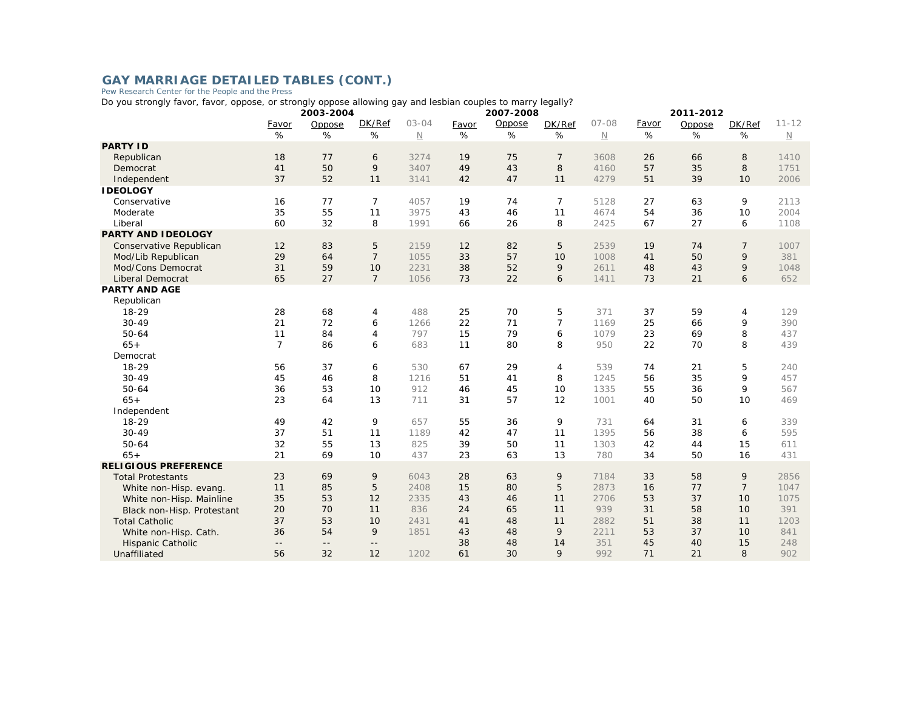## GAY MARRIAGE DETAILED TABLES (CONT.)

Pew Research Center for the People and the Press

Do you strongly favor, favor, oppose, or strongly oppose allowing gay and lesbian couples to marry legally?

| | 2003-2004 | | | | 2007-2008 | | | | 2011-2012 | | | |
|---|---|---|---|---|---|---|---|---|---|---|---|---|
| | Favor | Oppose | DK/Ref | 03-04 | Favor | Oppose | DK/Ref | 07-08 | Favor | Oppose | DK/Ref | 11-12 |
| | % | % | % | N | % | % | % | N | % | % | % | N |
| **PARTY ID** | | | | | | | | | | | | |
| Republican | 18 | 77 | 6 | 3274 | 19 | 75 | 7 | 3608 | 26 | 66 | 8 | 1410 |
| Democrat | 41 | 50 | 9 | 3407 | 49 | 43 | 8 | 4160 | 57 | 35 | 8 | 1751 |
| Independent | 37 | 52 | 11 | 3141 | 42 | 47 | 11 | 4279 | 51 | 39 | 10 | 2006 |
| **IDEOLOGY** | | | | | | | | | | | | |
| Conservative | 16 | 77 | 7 | 4057 | 19 | 74 | 7 | 5128 | 27 | 63 | 9 | 2113 |
| Moderate | 35 | 55 | 11 | 3975 | 43 | 46 | 11 | 4674 | 54 | 36 | 10 | 2004 |
| Liberal | 60 | 32 | 8 | 1991 | 66 | 26 | 8 | 2425 | 67 | 27 | 6 | 1108 |
| **PARTY AND IDEOLOGY** | | | | | | | | | | | | |
| Conservative Republican | 12 | 83 | 5 | 2159 | 12 | 82 | 5 | 2539 | 19 | 74 | 7 | 1007 |
| Mod/Lib Republican | 29 | 64 | 7 | 1055 | 33 | 57 | 10 | 1008 | 41 | 50 | 9 | 381 |
| Mod/Cons Democrat | 31 | 59 | 10 | 2231 | 38 | 52 | 9 | 2611 | 48 | 43 | 9 | 1048 |
| Liberal Democrat | 65 | 27 | 7 | 1056 | 73 | 22 | 6 | 1411 | 73 | 21 | 6 | 652 |
| **PARTY AND AGE** | | | | | | | | | | | | |
| Republican | | | | | | | | | | | | |
| 18-29 | 28 | 68 | 4 | 488 | 25 | 70 | 5 | 371 | 37 | 59 | 4 | 129 |
| 30-49 | 21 | 72 | 6 | 1266 | 22 | 71 | 7 | 1169 | 25 | 66 | 9 | 390 |
| 50-64 | 11 | 84 | 4 | 797 | 15 | 79 | 6 | 1079 | 23 | 69 | 8 | 437 |
| 65+ | 7 | 86 | 6 | 683 | 11 | 80 | 8 | 950 | 22 | 70 | 8 | 439 |
| Democrat | | | | | | | | | | | | |
| 18-29 | 56 | 37 | 6 | 530 | 67 | 29 | 4 | 539 | 74 | 21 | 5 | 240 |
| 30-49 | 45 | 46 | 8 | 1216 | 51 | 41 | 8 | 1245 | 56 | 35 | 9 | 457 |
| 50-64 | 36 | 53 | 10 | 912 | 46 | 45 | 10 | 1335 | 55 | 36 | 9 | 567 |
| 65+ | 23 | 64 | 13 | 711 | 31 | 57 | 12 | 1001 | 40 | 50 | 10 | 469 |
| Independent | | | | | | | | | | | | |
| 18-29 | 49 | 42 | 9 | 657 | 55 | 36 | 9 | 731 | 64 | 31 | 6 | 339 |
| 30-49 | 37 | 51 | 11 | 1189 | 42 | 47 | 11 | 1395 | 56 | 38 | 6 | 595 |
| 50-64 | 32 | 55 | 13 | 825 | 39 | 50 | 11 | 1303 | 42 | 44 | 15 | 611 |
| 65+ | 21 | 69 | 10 | 437 | 23 | 63 | 13 | 780 | 34 | 50 | 16 | 431 |
| **RELIGIOUS PREFERENCE** | | | | | | | | | | | | |
| Total Protestants | 23 | 69 | 9 | 6043 | 28 | 63 | 9 | 7184 | 33 | 58 | 9 | 2856 |
| White non-Hisp. evang. | 11 | 85 | 5 | 2408 | 15 | 80 | 5 | 2873 | 16 | 77 | 7 | 1047 |
| White non-Hisp. Mainline | 35 | 53 | 12 | 2335 | 43 | 46 | 11 | 2706 | 53 | 37 | 10 | 1075 |
| Black non-Hisp. Protestant | 20 | 70 | 11 | 836 | 24 | 65 | 11 | 939 | 31 | 58 | 10 | 391 |
| Total Catholic | 37 | 53 | 10 | 2431 | 41 | 48 | 11 | 2882 | 51 | 38 | 11 | 1203 |
| White non-Hisp. Cath. | 36 | 54 | 9 | 1851 | 43 | 48 | 9 | 2211 | 53 | 37 | 10 | 841 |
| Hispanic Catholic | -- | -- | -- | | 38 | 48 | 14 | 351 | 45 | 40 | 15 | 248 |
| Unaffiliated | 56 | 32 | 12 | 1202 | 61 | 30 | 9 | 992 | 71 | 21 | 8 | 902 |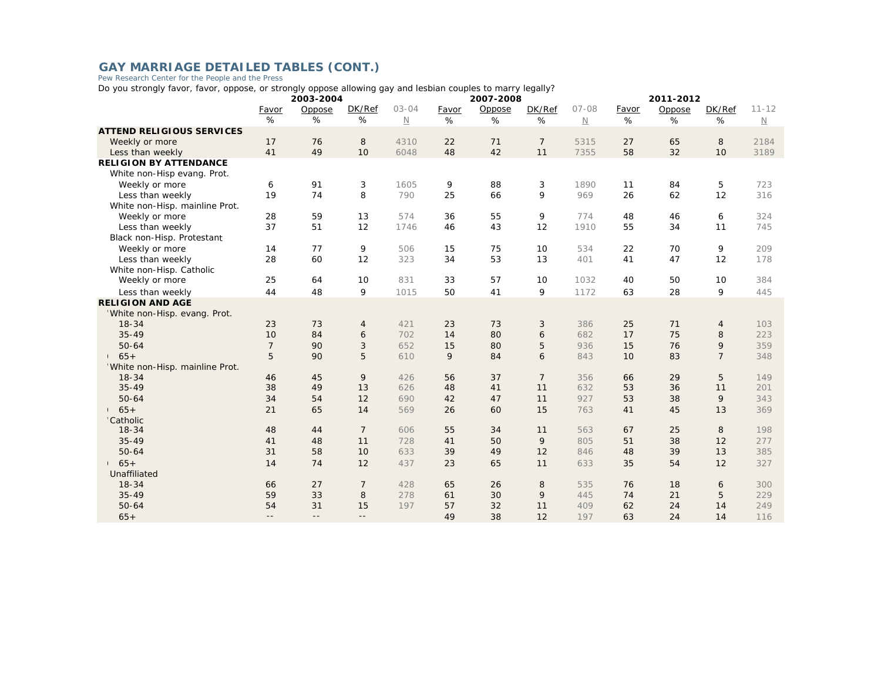## GAY MARRIAGE DETAILED TABLES (CONT.)

Pew Research Center for the People and the Press

Do you strongly favor, favor, oppose, or strongly oppose allowing gay and lesbian couples to marry legally?

| | 2003-2004 | | | | 2007-2008 | | | | 2011-2012 | | | |
|---|---|---|---|---|---|---|---|---|---|---|---|---|
| | Favor | Oppose | DK/Ref | 03-04 | Favor | Oppose | DK/Ref | 07-08 | Favor | Oppose | DK/Ref | 11-12 |
| | % | % | % | N | % | % | % | N | % | % | % | N |
| **ATTEND RELIGIOUS SERVICES** | | | | | | | | | | | | |
| Weekly or more | 17 | 76 | 8 | 4310 | 22 | 71 | 7 | 5315 | 27 | 65 | 8 | 2184 |
| Less than weekly | 41 | 49 | 10 | 6048 | 48 | 42 | 11 | 7355 | 58 | 32 | 10 | 3189 |
| **RELIGION BY ATTENDANCE** | | | | | | | | | | | | |
| White non-Hisp evang. Prot. | | | | | | | | | | | | |
| Weekly or more | 6 | 91 | 3 | 1605 | 9 | 88 | 3 | 1890 | 11 | 84 | 5 | 723 |
| Less than weekly | 19 | 74 | 8 | 790 | 25 | 66 | 9 | 969 | 26 | 62 | 12 | 316 |
| White non-Hisp. mainline Prot. | | | | | | | | | | | | |
| Weekly or more | 28 | 59 | 13 | 574 | 36 | 55 | 9 | 774 | 48 | 46 | 6 | 324 |
| Less than weekly | 37 | 51 | 12 | 1746 | 46 | 43 | 12 | 1910 | 55 | 34 | 11 | 745 |
| Black non-Hisp. Protestant | | | | | | | | | | | | |
| Weekly or more | 14 | 77 | 9 | 506 | 15 | 75 | 10 | 534 | 22 | 70 | 9 | 209 |
| Less than weekly | 28 | 60 | 12 | 323 | 34 | 53 | 13 | 401 | 41 | 47 | 12 | 178 |
| White non-Hisp. Catholic | | | | | | | | | | | | |
| Weekly or more | 25 | 64 | 10 | 831 | 33 | 57 | 10 | 1032 | 40 | 50 | 10 | 384 |
| Less than weekly | 44 | 48 | 9 | 1015 | 50 | 41 | 9 | 1172 | 63 | 28 | 9 | 445 |
| **RELIGION AND AGE** | | | | | | | | | | | | |
| White non-Hisp. evang. Prot. | | | | | | | | | | | | |
| 18-34 | 23 | 73 | 4 | 421 | 23 | 73 | 3 | 386 | 25 | 71 | 4 | 103 |
| 35-49 | 10 | 84 | 6 | 702 | 14 | 80 | 6 | 682 | 17 | 75 | 8 | 223 |
| 50-64 | 7 | 90 | 3 | 652 | 15 | 80 | 5 | 936 | 15 | 76 | 9 | 359 |
| 65+ | 5 | 90 | 5 | 610 | 9 | 84 | 6 | 843 | 10 | 83 | 7 | 348 |
| White non-Hisp. mainline Prot. | | | | | | | | | | | | |
| 18-34 | 46 | 45 | 9 | 426 | 56 | 37 | 7 | 356 | 66 | 29 | 5 | 149 |
| 35-49 | 38 | 49 | 13 | 626 | 48 | 41 | 11 | 632 | 53 | 36 | 11 | 201 |
| 50-64 | 34 | 54 | 12 | 690 | 42 | 47 | 11 | 927 | 53 | 38 | 9 | 343 |
| 65+ | 21 | 65 | 14 | 569 | 26 | 60 | 15 | 763 | 41 | 45 | 13 | 369 |
| Catholic | | | | | | | | | | | | |
| 18-34 | 48 | 44 | 7 | 606 | 55 | 34 | 11 | 563 | 67 | 25 | 8 | 198 |
| 35-49 | 41 | 48 | 11 | 728 | 41 | 50 | 9 | 805 | 51 | 38 | 12 | 277 |
| 50-64 | 31 | 58 | 10 | 633 | 39 | 49 | 12 | 846 | 48 | 39 | 13 | 385 |
| 65+ | 14 | 74 | 12 | 437 | 23 | 65 | 11 | 633 | 35 | 54 | 12 | 327 |
| Unaffiliated | | | | | | | | | | | | |
| 18-34 | 66 | 27 | 7 | 428 | 65 | 26 | 8 | 535 | 76 | 18 | 6 | 300 |
| 35-49 | 59 | 33 | 8 | 278 | 61 | 30 | 9 | 445 | 74 | 21 | 5 | 229 |
| 50-64 | 54 | 31 | 15 | 197 | 57 | 32 | 11 | 409 | 62 | 24 | 14 | 249 |
| 65+ | -- | -- | -- | | 49 | 38 | 12 | 197 | 63 | 24 | 14 | 116 |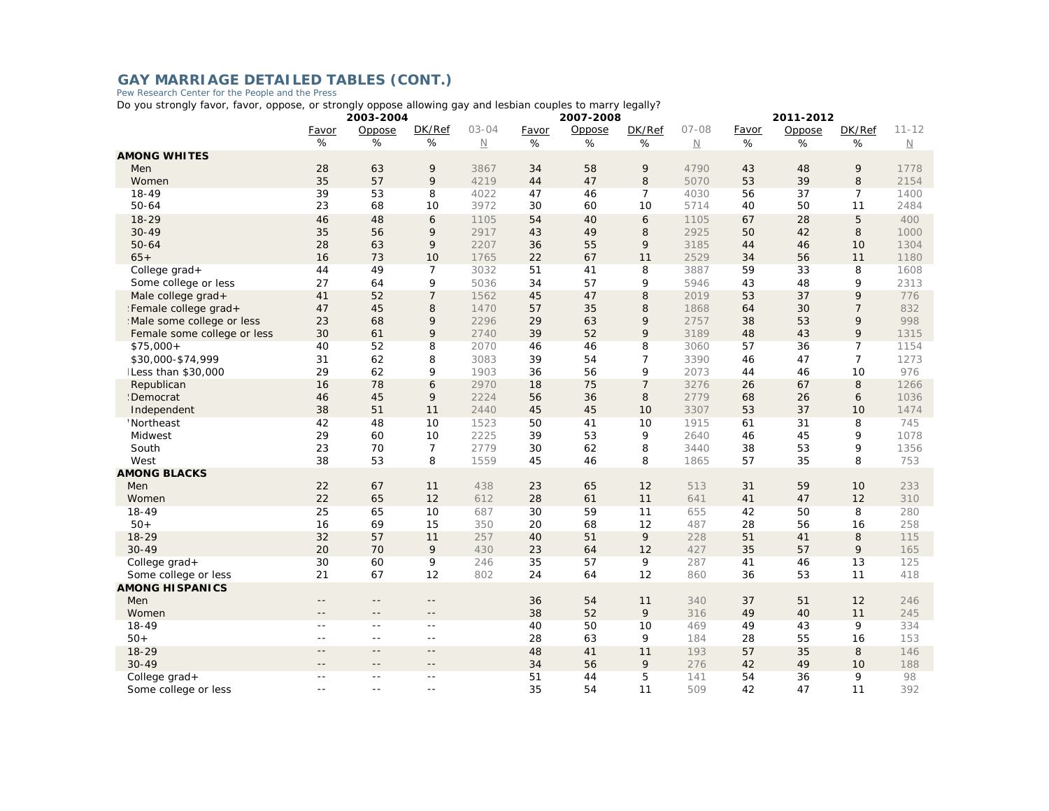## GAY MARRIAGE DETAILED TABLES (CONT.)

Pew Research Center for the People and the Press

Do you strongly favor, favor, oppose, or strongly oppose allowing gay and lesbian couples to marry legally?

| | 2003-2004 | | | | 2007-2008 | | | | 2011-2012 | | | |
|---|---|---|---|---|---|---|---|---|---|---|---|---|
| | Favor | Oppose | DK/Ref | 03-04 | Favor | Oppose | DK/Ref | 07-08 | Favor | Oppose | DK/Ref | 11-12 |
| | % | % | % | N | % | % | % | N | % | % | % | N |
| **AMONG WHITES** | | | | | | | | | | | | |
| Men | 28 | 63 | 9 | 3867 | 34 | 58 | 9 | 4790 | 43 | 48 | 9 | 1778 |
| Women | 35 | 57 | 9 | 4219 | 44 | 47 | 8 | 5070 | 53 | 39 | 8 | 2154 |
| 18-49 | 39 | 53 | 8 | 4022 | 47 | 46 | 7 | 4030 | 56 | 37 | 7 | 1400 |
| 50-64 | 23 | 68 | 10 | 3972 | 30 | 60 | 10 | 5714 | 40 | 50 | 11 | 2484 |
| 18-29 | 46 | 48 | 6 | 1105 | 54 | 40 | 6 | 1105 | 67 | 28 | 5 | 400 |
| 30-49 | 35 | 56 | 9 | 2917 | 43 | 49 | 8 | 2925 | 50 | 42 | 8 | 1000 |
| 50-64 | 28 | 63 | 9 | 2207 | 36 | 55 | 9 | 3185 | 44 | 46 | 10 | 1304 |
| 65+ | 16 | 73 | 10 | 1765 | 22 | 67 | 11 | 2529 | 34 | 56 | 11 | 1180 |
| College grad+ | 44 | 49 | 7 | 3032 | 51 | 41 | 8 | 3887 | 59 | 33 | 8 | 1608 |
| Some college or less | 27 | 64 | 9 | 5036 | 34 | 57 | 9 | 5946 | 43 | 48 | 9 | 2313 |
| Male college grad+ | 41 | 52 | 7 | 1562 | 45 | 47 | 8 | 2019 | 53 | 37 | 9 | 776 |
| Female college grad+ | 47 | 45 | 8 | 1470 | 57 | 35 | 8 | 1868 | 64 | 30 | 7 | 832 |
| Male some college or less | 23 | 68 | 9 | 2296 | 29 | 63 | 9 | 2757 | 38 | 53 | 9 | 998 |
| Female some college or less | 30 | 61 | 9 | 2740 | 39 | 52 | 9 | 3189 | 48 | 43 | 9 | 1315 |
| $75,000+ | 40 | 52 | 8 | 2070 | 46 | 46 | 8 | 3060 | 57 | 36 | 7 | 1154 |
| $30,000-$74,999 | 31 | 62 | 8 | 3083 | 39 | 54 | 7 | 3390 | 46 | 47 | 7 | 1273 |
| Less than $30,000 | 29 | 62 | 9 | 1903 | 36 | 56 | 9 | 2073 | 44 | 46 | 10 | 976 |
| Republican | 16 | 78 | 6 | 2970 | 18 | 75 | 7 | 3276 | 26 | 67 | 8 | 1266 |
| Democrat | 46 | 45 | 9 | 2224 | 56 | 36 | 8 | 2779 | 68 | 26 | 6 | 1036 |
| Independent | 38 | 51 | 11 | 2440 | 45 | 45 | 10 | 3307 | 53 | 37 | 10 | 1474 |
| Northeast | 42 | 48 | 10 | 1523 | 50 | 41 | 10 | 1915 | 61 | 31 | 8 | 745 |
| Midwest | 29 | 60 | 10 | 2225 | 39 | 53 | 9 | 2640 | 46 | 45 | 9 | 1078 |
| South | 23 | 70 | 7 | 2779 | 30 | 62 | 8 | 3440 | 38 | 53 | 9 | 1356 |
| West | 38 | 53 | 8 | 1559 | 45 | 46 | 8 | 1865 | 57 | 35 | 8 | 753 |
| **AMONG BLACKS** | | | | | | | | | | | | |
| Men | 22 | 67 | 11 | 438 | 23 | 65 | 12 | 513 | 31 | 59 | 10 | 233 |
| Women | 22 | 65 | 12 | 612 | 28 | 61 | 11 | 641 | 41 | 47 | 12 | 310 |
| 18-49 | 25 | 65 | 10 | 687 | 30 | 59 | 11 | 655 | 42 | 50 | 8 | 280 |
| 50+ | 16 | 69 | 15 | 350 | 20 | 68 | 12 | 487 | 28 | 56 | 16 | 258 |
| 18-29 | 32 | 57 | 11 | 257 | 40 | 51 | 9 | 228 | 51 | 41 | 8 | 115 |
| 30-49 | 20 | 70 | 9 | 430 | 23 | 64 | 12 | 427 | 35 | 57 | 9 | 165 |
| College grad+ | 30 | 60 | 9 | 246 | 35 | 57 | 9 | 287 | 41 | 46 | 13 | 125 |
| Some college or less | 21 | 67 | 12 | 802 | 24 | 64 | 12 | 860 | 36 | 53 | 11 | 418 |
| **AMONG HISPANICS** | | | | | | | | | | | | |
| Men | -- | -- | -- | | 36 | 54 | 11 | 340 | 37 | 51 | 12 | 246 |
| Women | -- | -- | -- | | 38 | 52 | 9 | 316 | 49 | 40 | 11 | 245 |
| 18-49 | -- | -- | -- | | 40 | 50 | 10 | 469 | 49 | 43 | 9 | 334 |
| 50+ | -- | -- | -- | | 28 | 63 | 9 | 184 | 28 | 55 | 16 | 153 |
| 18-29 | -- | -- | -- | | 48 | 41 | 11 | 193 | 57 | 35 | 8 | 146 |
| 30-49 | -- | -- | -- | | 34 | 56 | 9 | 276 | 42 | 49 | 10 | 188 |
| College grad+ | -- | -- | -- | | 51 | 44 | 5 | 141 | 54 | 36 | 9 | 98 |
| Some college or less | -- | -- | -- | | 35 | 54 | 11 | 509 | 42 | 47 | 11 | 392 |